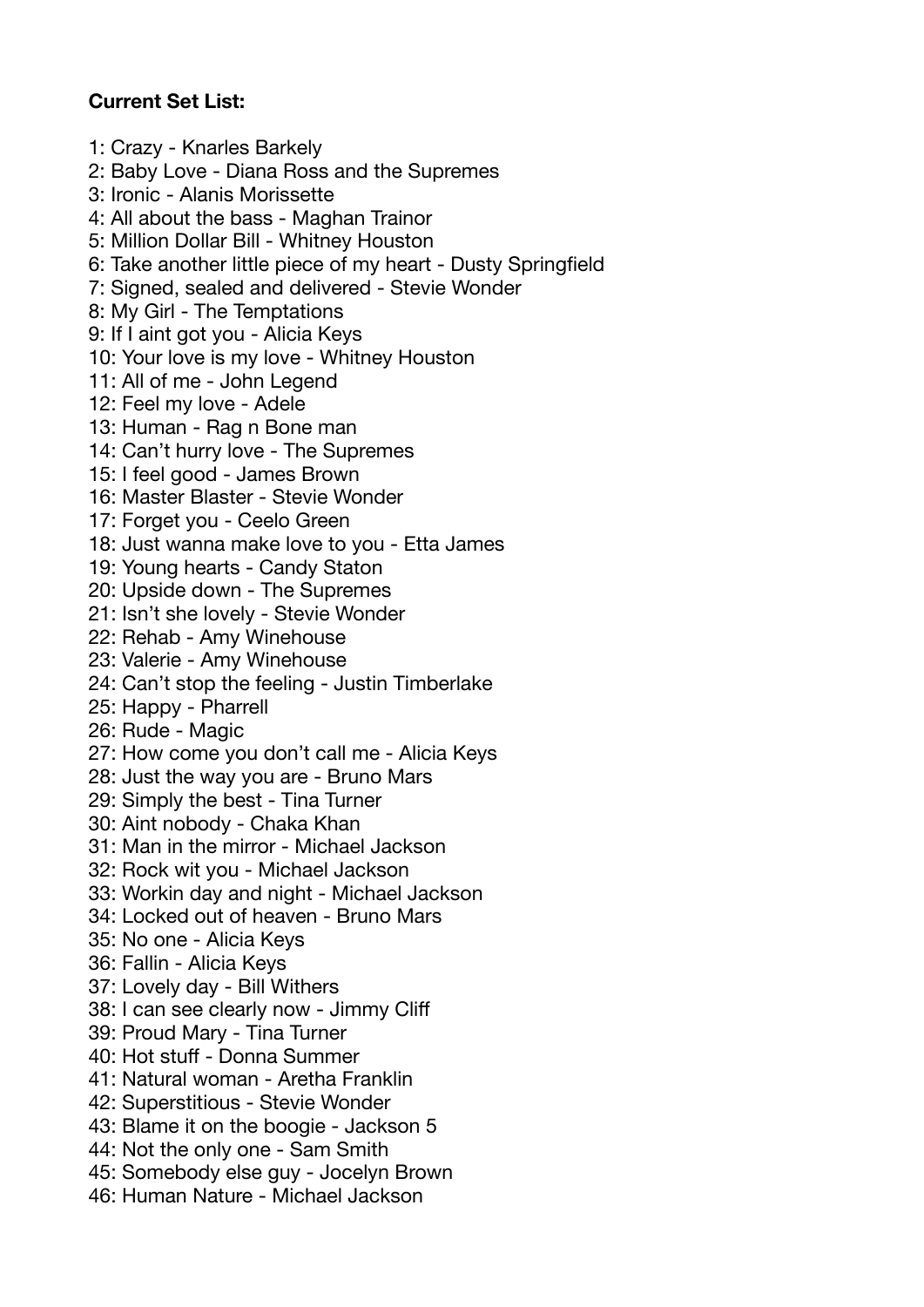**Current Set List:**

1: Crazy - Knarles Barkely
2: Baby Love - Diana Ross and the Supremes
3: Ironic - Alanis Morissette
4: All about the bass - Maghan Trainor
5: Million Dollar Bill - Whitney Houston
6: Take another little piece of my heart - Dusty Springfield
7: Signed, sealed and delivered - Stevie Wonder
8: My Girl - The Temptations
9: If I aint got you - Alicia Keys
10: Your love is my love - Whitney Houston
11: All of me - John Legend
12: Feel my love - Adele
13: Human - Rag n Bone man
14: Can't hurry love - The Supremes
15: I feel good - James Brown
16: Master Blaster - Stevie Wonder
17: Forget you - Ceelo Green
18: Just wanna make love to you - Etta James
19: Young hearts - Candy Staton
20: Upside down - The Supremes
21: Isn't she lovely - Stevie Wonder
22: Rehab - Amy Winehouse
23: Valerie - Amy Winehouse
24: Can't stop the feeling - Justin Timberlake
25: Happy - Pharrell
26: Rude - Magic
27: How come you don't call me - Alicia Keys
28: Just the way you are - Bruno Mars
29: Simply the best - Tina Turner
30: Aint nobody - Chaka Khan
31: Man in the mirror - Michael Jackson
32: Rock wit you - Michael Jackson
33: Workin day and night - Michael Jackson
34: Locked out of heaven - Bruno Mars
35: No one - Alicia Keys
36: Fallin - Alicia Keys
37: Lovely day - Bill Withers
38: I can see clearly now - Jimmy Cliff
39: Proud Mary - Tina Turner
40: Hot stuff - Donna Summer
41: Natural woman - Aretha Franklin
42: Superstitious - Stevie Wonder
43: Blame it on the boogie - Jackson 5
44: Not the only one - Sam Smith
45: Somebody else guy - Jocelyn Brown
46: Human Nature - Michael Jackson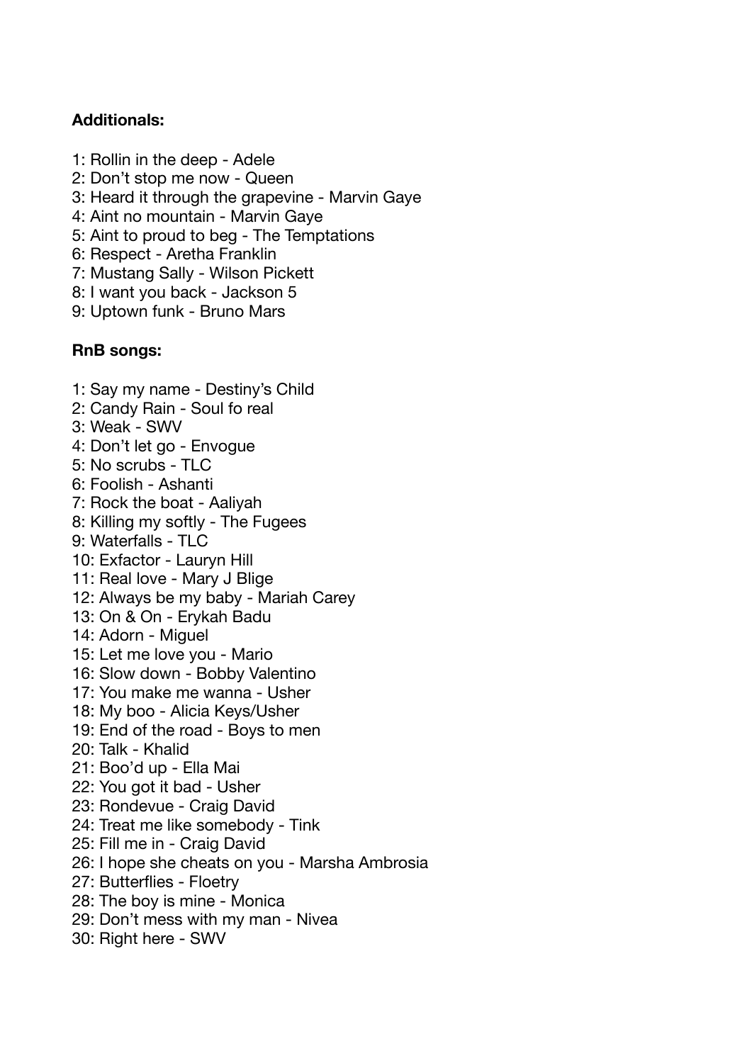**Additionals:**

1: Rollin in the deep - Adele
2: Don't stop me now - Queen
3: Heard it through the grapevine - Marvin Gaye
4: Aint no mountain - Marvin Gaye
5: Aint to proud to beg - The Temptations
6: Respect - Aretha Franklin
7: Mustang Sally - Wilson Pickett
8: I want you back - Jackson 5
9: Uptown funk - Bruno Mars

**RnB songs:**

1: Say my name - Destiny's Child
2: Candy Rain - Soul fo real
3: Weak - SWV
4: Don't let go - Envogue
5: No scrubs - TLC
6: Foolish - Ashanti
7: Rock the boat - Aaliyah
8: Killing my softly - The Fugees
9: Waterfalls - TLC
10: Exfactor - Lauryn Hill
11: Real love - Mary J Blige
12: Always be my baby - Mariah Carey
13: On & On - Erykah Badu
14: Adorn - Miguel
15: Let me love you - Mario
16: Slow down - Bobby Valentino
17: You make me wanna - Usher
18: My boo - Alicia Keys/Usher
19: End of the road - Boys to men
20: Talk - Khalid
21: Boo'd up - Ella Mai
22: You got it bad - Usher
23: Rondevue - Craig David
24: Treat me like somebody - Tink
25: Fill me in - Craig David
26: I hope she cheats on you - Marsha Ambrosia
27: Butterflies - Floetry
28: The boy is mine - Monica
29: Don't mess with my man - Nivea
30: Right here - SWV